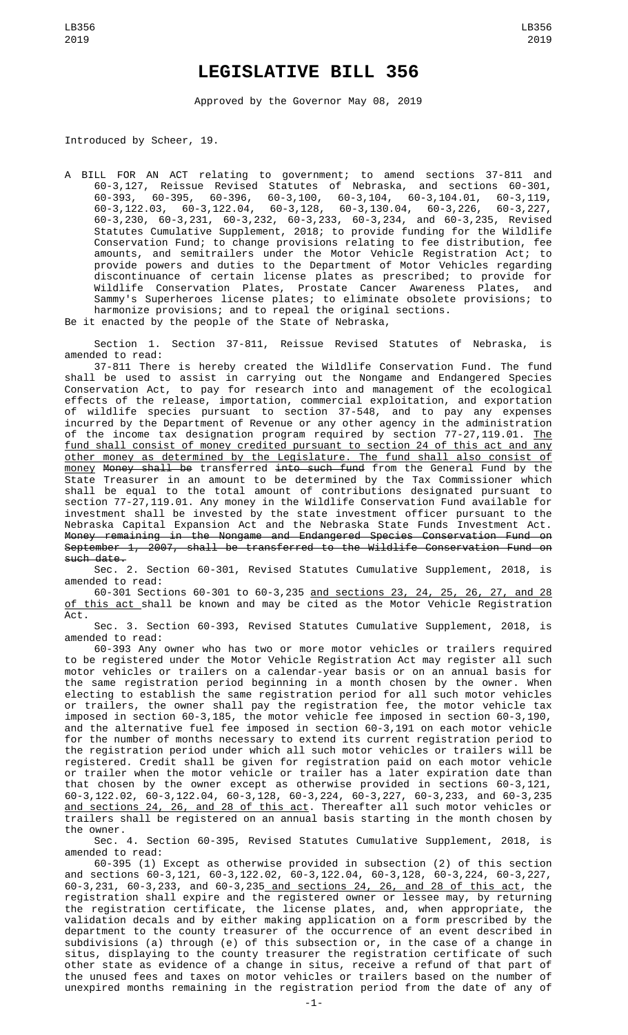# LEGISLATIVE BILL 356

Approved by the Governor May 08, 2019

Introduced by Scheer, 19.

A BILL FOR AN ACT relating to government; to amend sections 37-811 and 60-3,127, Reissue Revised Statutes of Nebraska, and sections 60-301, 60-393, 60-395, 60-396, 60-3,100, 60-3,104, 60-3,104.01, 60-3,119, 60-3,122.03, 60-3,122.04, 60-3,128, 60-3,130.04, 60-3,226, 60-3,227, 60-3,230, 60-3,231, 60-3,232, 60-3,233, 60-3,234, and 60-3,235, Revised Statutes Cumulative Supplement, 2018; to provide funding for the Wildlife Conservation Fund; to change provisions relating to fee distribution, fee amounts, and semitrailers under the Motor Vehicle Registration Act; to provide powers and duties to the Department of Motor Vehicles regarding discontinuance of certain license plates as prescribed; to provide for Wildlife Conservation Plates, Prostate Cancer Awareness Plates, and Sammy's Superheroes license plates; to eliminate obsolete provisions; to harmonize provisions; and to repeal the original sections.

Be it enacted by the people of the State of Nebraska,

Section 1. Section 37-811, Reissue Revised Statutes of Nebraska, is amended to read:

37-811 There is hereby created the Wildlife Conservation Fund. The fund shall be used to assist in carrying out the Nongame and Endangered Species Conservation Act, to pay for research into and management of the ecological effects of the release, importation, commercial exploitation, and exportation of wildlife species pursuant to section 37-548, and to pay any expenses incurred by the Department of Revenue or any other agency in the administration of the income tax designation program required by section 77-27,119.01. The fund shall consist of money credited pursuant to section 24 of this act and any other money as determined by the Legislature. The fund shall also consist of money ~~Money shall be~~ transferred ~~into such fund~~ from the General Fund by the State Treasurer in an amount to be determined by the Tax Commissioner which shall be equal to the total amount of contributions designated pursuant to section 77-27,119.01. Any money in the Wildlife Conservation Fund available for investment shall be invested by the state investment officer pursuant to the Nebraska Capital Expansion Act and the Nebraska State Funds Investment Act. ~~Money remaining in the Nongame and Endangered Species Conservation Fund on September 1, 2007, shall be transferred to the Wildlife Conservation Fund on such date.~~

Sec. 2. Section 60-301, Revised Statutes Cumulative Supplement, 2018, is amended to read:

60-301 Sections 60-301 to 60-3,235 and sections 23, 24, 25, 26, 27, and 28 of this act shall be known and may be cited as the Motor Vehicle Registration Act.

Sec. 3. Section 60-393, Revised Statutes Cumulative Supplement, 2018, is amended to read:

60-393 Any owner who has two or more motor vehicles or trailers required to be registered under the Motor Vehicle Registration Act may register all such motor vehicles or trailers on a calendar-year basis or on an annual basis for the same registration period beginning in a month chosen by the owner. When electing to establish the same registration period for all such motor vehicles or trailers, the owner shall pay the registration fee, the motor vehicle tax imposed in section 60-3,185, the motor vehicle fee imposed in section 60-3,190, and the alternative fuel fee imposed in section 60-3,191 on each motor vehicle for the number of months necessary to extend its current registration period to the registration period under which all such motor vehicles or trailers will be registered. Credit shall be given for registration paid on each motor vehicle or trailer when the motor vehicle or trailer has a later expiration date than that chosen by the owner except as otherwise provided in sections 60-3,121, 60-3,122.02, 60-3,122.04, 60-3,128, 60-3,224, 60-3,227, 60-3,233, and 60-3,235 and sections 24, 26, and 28 of this act. Thereafter all such motor vehicles or trailers shall be registered on an annual basis starting in the month chosen by the owner.

Sec. 4. Section 60-395, Revised Statutes Cumulative Supplement, 2018, is amended to read:

60-395 (1) Except as otherwise provided in subsection (2) of this section and sections 60-3,121, 60-3,122.02, 60-3,122.04, 60-3,128, 60-3,224, 60-3,227, 60-3,231, 60-3,233, and 60-3,235 and sections 24, 26, and 28 of this act, the registration shall expire and the registered owner or lessee may, by returning the registration certificate, the license plates, and, when appropriate, the validation decals and by either making application on a form prescribed by the department to the county treasurer of the occurrence of an event described in subdivisions (a) through (e) of this subsection or, in the case of a change in situs, displaying to the county treasurer the registration certificate of such other state as evidence of a change in situs, receive a refund of that part of the unused fees and taxes on motor vehicles or trailers based on the number of unexpired months remaining in the registration period from the date of any of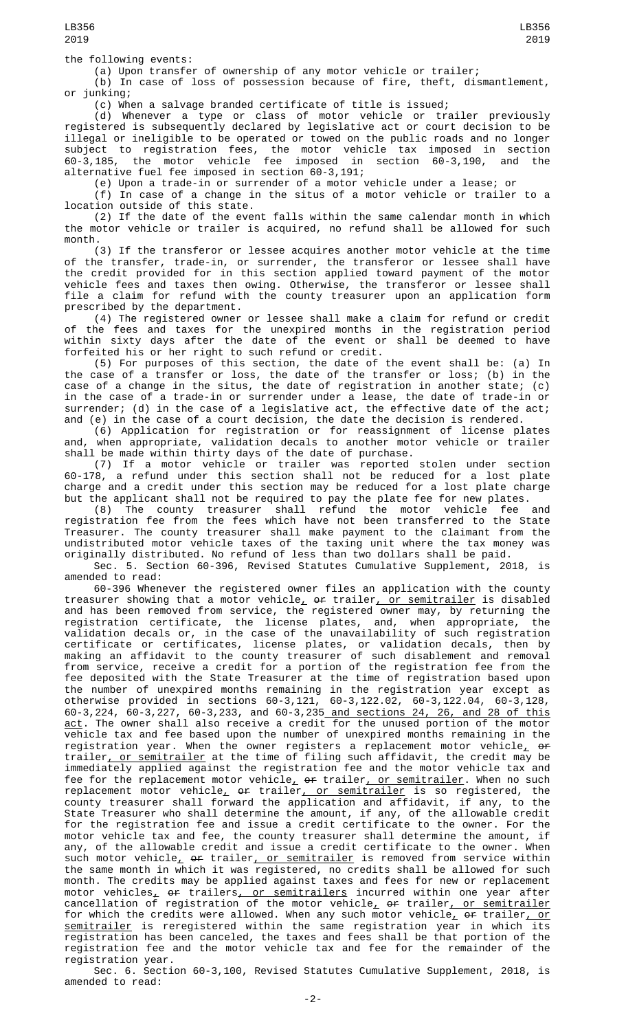the following events:

(a) Upon transfer of ownership of any motor vehicle or trailer;

(b) In case of loss of possession because of fire, theft, dismantlement, or junking;

(c) When a salvage branded certificate of title is issued;

(d) Whenever a type or class of motor vehicle or trailer previously registered is subsequently declared by legislative act or court decision to be illegal or ineligible to be operated or towed on the public roads and no longer subject to registration fees, the motor vehicle tax imposed in section 60-3,185, the motor vehicle fee imposed in section 60-3,190, and the alternative fuel fee imposed in section 60-3,191;

(e) Upon a trade-in or surrender of a motor vehicle under a lease; or

(f) In case of a change in the situs of a motor vehicle or trailer to a location outside of this state.

(2) If the date of the event falls within the same calendar month in which the motor vehicle or trailer is acquired, no refund shall be allowed for such month.

(3) If the transferor or lessee acquires another motor vehicle at the time of the transfer, trade-in, or surrender, the transferor or lessee shall have the credit provided for in this section applied toward payment of the motor vehicle fees and taxes then owing. Otherwise, the transferor or lessee shall file a claim for refund with the county treasurer upon an application form prescribed by the department.

(4) The registered owner or lessee shall make a claim for refund or credit of the fees and taxes for the unexpired months in the registration period within sixty days after the date of the event or shall be deemed to have forfeited his or her right to such refund or credit.

(5) For purposes of this section, the date of the event shall be: (a) In the case of a transfer or loss, the date of the transfer or loss; (b) in the case of a change in the situs, the date of registration in another state; (c) in the case of a trade-in or surrender under a lease, the date of trade-in or surrender; (d) in the case of a legislative act, the effective date of the act; and (e) in the case of a court decision, the date the decision is rendered.

(6) Application for registration or for reassignment of license plates and, when appropriate, validation decals to another motor vehicle or trailer shall be made within thirty days of the date of purchase.

(7) If a motor vehicle or trailer was reported stolen under section 60-178, a refund under this section shall not be reduced for a lost plate charge and a credit under this section may be reduced for a lost plate charge but the applicant shall not be required to pay the plate fee for new plates.

(8) The county treasurer shall refund the motor vehicle fee and registration fee from the fees which have not been transferred to the State Treasurer. The county treasurer shall make payment to the claimant from the undistributed motor vehicle taxes of the taxing unit where the tax money was originally distributed. No refund of less than two dollars shall be paid.

Sec. 5. Section 60-396, Revised Statutes Cumulative Supplement, 2018, is amended to read:

60-396 Whenever the registered owner files an application with the county treasurer showing that a motor vehicle, ~~or~~ trailer, or semitrailer is disabled and has been removed from service, the registered owner may, by returning the registration certificate, the license plates, and, when appropriate, the validation decals or, in the case of the unavailability of such registration certificate or certificates, license plates, or validation decals, then by making an affidavit to the county treasurer of such disablement and removal from service, receive a credit for a portion of the registration fee from the fee deposited with the State Treasurer at the time of registration based upon the number of unexpired months remaining in the registration year except as otherwise provided in sections 60-3,121, 60-3,122.02, 60-3,122.04, 60-3,128, 60-3,224, 60-3,227, 60-3,233, and 60-3,235 and sections 24, 26, and 28 of this act. The owner shall also receive a credit for the unused portion of the motor vehicle tax and fee based upon the number of unexpired months remaining in the registration year. When the owner registers a replacement motor vehicle, ~~or~~ trailer, or semitrailer at the time of filing such affidavit, the credit may be immediately applied against the registration fee and the motor vehicle tax and fee for the replacement motor vehicle, ~~or~~ trailer, or semitrailer. When no such replacement motor vehicle, ~~or~~ trailer, or semitrailer is so registered, the county treasurer shall forward the application and affidavit, if any, to the State Treasurer who shall determine the amount, if any, of the allowable credit for the registration fee and issue a credit certificate to the owner. For the motor vehicle tax and fee, the county treasurer shall determine the amount, if any, of the allowable credit and issue a credit certificate to the owner. When such motor vehicle, ~~or~~ trailer, or semitrailer is removed from service within the same month in which it was registered, no credits shall be allowed for such month. The credits may be applied against taxes and fees for new or replacement motor vehicles, ~~or~~ trailers, or semitrailers incurred within one year after cancellation of registration of the motor vehicle, ~~or~~ trailer, or semitrailer for which the credits were allowed. When any such motor vehicle, ~~or~~ trailer, or semitrailer is reregistered within the same registration year in which its registration has been canceled, the taxes and fees shall be that portion of the registration fee and the motor vehicle tax and fee for the remainder of the registration year.

Sec. 6. Section 60-3,100, Revised Statutes Cumulative Supplement, 2018, is amended to read: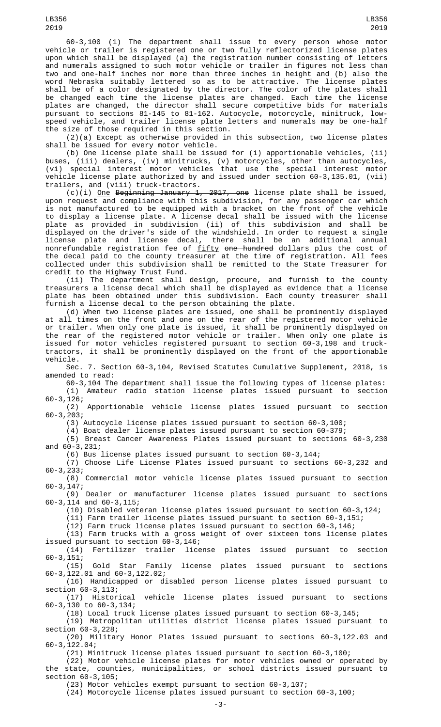60-3,100 (1) The department shall issue to every person whose motor vehicle or trailer is registered one or two fully reflectorized license plates upon which shall be displayed (a) the registration number consisting of letters and numerals assigned to such motor vehicle or trailer in figures not less than two and one-half inches nor more than three inches in height and (b) also the word Nebraska suitably lettered so as to be attractive. The license plates shall be of a color designated by the director. The color of the plates shall be changed each time the license plates are changed. Each time the license plates are changed, the director shall secure competitive bids for materials pursuant to sections 81-145 to 81-162. Autocycle, motorcycle, minitruck, low-speed vehicle, and trailer license plate letters and numerals may be one-half the size of those required in this section.

(2)(a) Except as otherwise provided in this subsection, two license plates shall be issued for every motor vehicle.

(b) One license plate shall be issued for (i) apportionable vehicles, (ii) buses, (iii) dealers, (iv) minitrucks, (v) motorcycles, other than autocycles, (vi) special interest motor vehicles that use the special interest motor vehicle license plate authorized by and issued under section 60-3,135.01, (vii) trailers, and (viii) truck-tractors.

(c)(i) One ~~Beginning January 1, 2017, one~~ license plate shall be issued, upon request and compliance with this subdivision, for any passenger car which is not manufactured to be equipped with a bracket on the front of the vehicle to display a license plate. A license decal shall be issued with the license plate as provided in subdivision (ii) of this subdivision and shall be displayed on the driver's side of the windshield. In order to request a single license plate and license decal, there shall be an additional annual nonrefundable registration fee of fifty ~~one hundred~~ dollars plus the cost of the decal paid to the county treasurer at the time of registration. All fees collected under this subdivision shall be remitted to the State Treasurer for credit to the Highway Trust Fund.

(ii) The department shall design, procure, and furnish to the county treasurers a license decal which shall be displayed as evidence that a license plate has been obtained under this subdivision. Each county treasurer shall furnish a license decal to the person obtaining the plate.

(d) When two license plates are issued, one shall be prominently displayed at all times on the front and one on the rear of the registered motor vehicle or trailer. When only one plate is issued, it shall be prominently displayed on the rear of the registered motor vehicle or trailer. When only one plate is issued for motor vehicles registered pursuant to section 60-3,198 and truck-tractors, it shall be prominently displayed on the front of the apportionable vehicle.

Sec. 7. Section 60-3,104, Revised Statutes Cumulative Supplement, 2018, is amended to read:

60-3,104 The department shall issue the following types of license plates:

(1) Amateur radio station license plates issued pursuant to section 60-3,126;

(2) Apportionable vehicle license plates issued pursuant to section 60-3,203;

(3) Autocycle license plates issued pursuant to section 60-3,100;

(4) Boat dealer license plates issued pursuant to section 60-379;

(5) Breast Cancer Awareness Plates issued pursuant to sections 60-3,230 and 60-3,231;

(6) Bus license plates issued pursuant to section 60-3,144;

(7) Choose Life License Plates issued pursuant to sections 60-3,232 and 60-3,233;

(8) Commercial motor vehicle license plates issued pursuant to section 60-3,147;

(9) Dealer or manufacturer license plates issued pursuant to sections 60-3,114 and 60-3,115;

(10) Disabled veteran license plates issued pursuant to section 60-3,124;

(11) Farm trailer license plates issued pursuant to section 60-3,151;

(12) Farm truck license plates issued pursuant to section 60-3,146;

(13) Farm trucks with a gross weight of over sixteen tons license plates issued pursuant to section 60-3,146;

(14) Fertilizer trailer license plates issued pursuant to section 60-3,151;

(15) Gold Star Family license plates issued pursuant to sections 60-3,122.01 and 60-3,122.02;

(16) Handicapped or disabled person license plates issued pursuant to section 60-3,113;

(17) Historical vehicle license plates issued pursuant to sections 60-3,130 to 60-3,134;

(18) Local truck license plates issued pursuant to section 60-3,145;

(19) Metropolitan utilities district license plates issued pursuant to section 60-3,228;

(20) Military Honor Plates issued pursuant to sections 60-3,122.03 and 60-3,122.04;

(21) Minitruck license plates issued pursuant to section 60-3,100;

(22) Motor vehicle license plates for motor vehicles owned or operated by the state, counties, municipalities, or school districts issued pursuant to section 60-3,105;

(23) Motor vehicles exempt pursuant to section 60-3,107;

(24) Motorcycle license plates issued pursuant to section 60-3,100;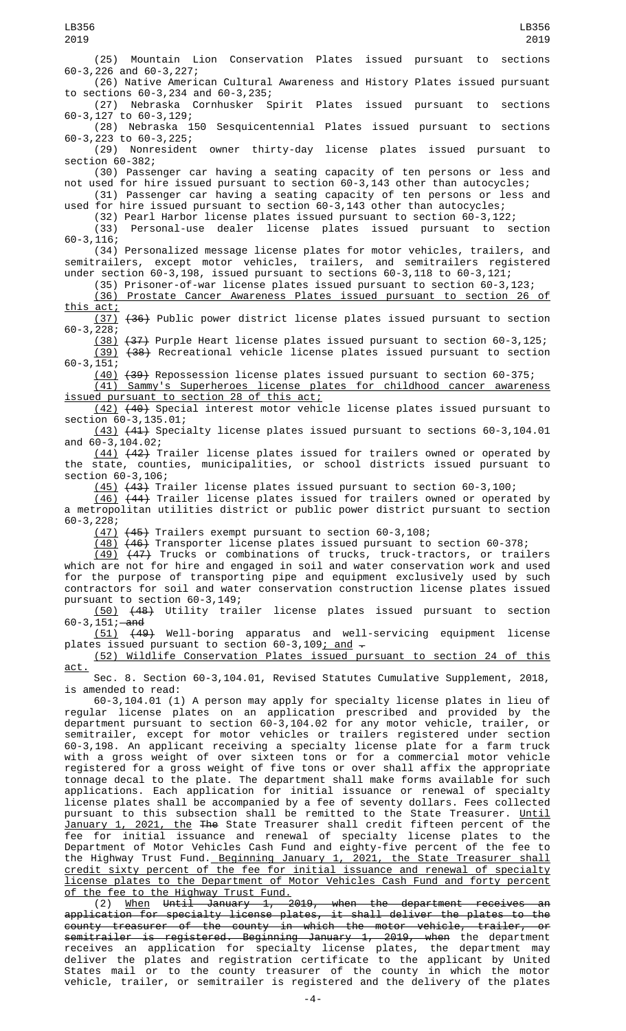(25) Mountain Lion Conservation Plates issued pursuant to sections 60-3,226 and 60-3,227;

(26) Native American Cultural Awareness and History Plates issued pursuant to sections 60-3,234 and 60-3,235;

(27) Nebraska Cornhusker Spirit Plates issued pursuant to sections 60-3,127 to 60-3,129;

(28) Nebraska 150 Sesquicentennial Plates issued pursuant to sections 60-3,223 to 60-3,225;

(29) Nonresident owner thirty-day license plates issued pursuant to section 60-382;

(30) Passenger car having a seating capacity of ten persons or less and not used for hire issued pursuant to section 60-3,143 other than autocycles;

(31) Passenger car having a seating capacity of ten persons or less and used for hire issued pursuant to section 60-3,143 other than autocycles;

(32) Pearl Harbor license plates issued pursuant to section 60-3,122;

(33) Personal-use dealer license plates issued pursuant to section 60-3,116;

(34) Personalized message license plates for motor vehicles, trailers, and semitrailers, except motor vehicles, trailers, and semitrailers registered under section 60-3,198, issued pursuant to sections 60-3,118 to 60-3,121;

(35) Prisoner-of-war license plates issued pursuant to section 60-3,123;

(36) Prostate Cancer Awareness Plates issued pursuant to section 26 of this act;

(37) ~~(36)~~ Public power district license plates issued pursuant to section 60-3,228;

(38) ~~(37)~~ Purple Heart license plates issued pursuant to section 60-3,125;

(39) ~~(38)~~ Recreational vehicle license plates issued pursuant to section 60-3,151;

(40) ~~(39)~~ Repossession license plates issued pursuant to section 60-375;

(41) Sammy's Superheroes license plates for childhood cancer awareness issued pursuant to section 28 of this act;

(42) ~~(40)~~ Special interest motor vehicle license plates issued pursuant to section 60-3,135.01;

(43) ~~(41)~~ Specialty license plates issued pursuant to sections 60-3,104.01 and 60-3,104.02;

(44) ~~(42)~~ Trailer license plates issued for trailers owned or operated by the state, counties, municipalities, or school districts issued pursuant to section 60-3,106;

(45) ~~(43)~~ Trailer license plates issued pursuant to section 60-3,100;

(46) ~~(44)~~ Trailer license plates issued for trailers owned or operated by a metropolitan utilities district or public power district pursuant to section 60-3,228;

(47) ~~(45)~~ Trailers exempt pursuant to section 60-3,108;

(48) ~~(46)~~ Transporter license plates issued pursuant to section 60-378;

(49) ~~(47)~~ Trucks or combinations of trucks, truck-tractors, or trailers which are not for hire and engaged in soil and water conservation work and used for the purpose of transporting pipe and equipment exclusively used by such contractors for soil and water conservation construction license plates issued pursuant to section 60-3,149;

(50) ~~(48)~~ Utility trailer license plates issued pursuant to section 60-3,151; ~~and~~

(51) ~~(49)~~ Well-boring apparatus and well-servicing equipment license plates issued pursuant to section 60-3,109; and ~~.~~

(52) Wildlife Conservation Plates issued pursuant to section 24 of this act.

Sec. 8. Section 60-3,104.01, Revised Statutes Cumulative Supplement, 2018, is amended to read:

60-3,104.01 (1) A person may apply for specialty license plates in lieu of regular license plates on an application prescribed and provided by the department pursuant to section 60-3,104.02 for any motor vehicle, trailer, or semitrailer, except for motor vehicles or trailers registered under section 60-3,198. An applicant receiving a specialty license plate for a farm truck with a gross weight of over sixteen tons or for a commercial motor vehicle registered for a gross weight of five tons or over shall affix the appropriate tonnage decal to the plate. The department shall make forms available for such applications. Each application for initial issuance or renewal of specialty license plates shall be accompanied by a fee of seventy dollars. Fees collected pursuant to this subsection shall be remitted to the State Treasurer. Until January 1, 2021, the ~~The~~ State Treasurer shall credit fifteen percent of the fee for initial issuance and renewal of specialty license plates to the Department of Motor Vehicles Cash Fund and eighty-five percent of the fee to the Highway Trust Fund. Beginning January 1, 2021, the State Treasurer shall credit sixty percent of the fee for initial issuance and renewal of specialty license plates to the Department of Motor Vehicles Cash Fund and forty percent of the fee to the Highway Trust Fund.

(2) When ~~Until January 1, 2019, when the department receives an application for specialty license plates, it shall deliver the plates to the county treasurer of the county in which the motor vehicle, trailer, or semitrailer is registered. Beginning January 1, 2019, when~~ the department receives an application for specialty license plates, the department may deliver the plates and registration certificate to the applicant by United States mail or to the county treasurer of the county in which the motor vehicle, trailer, or semitrailer is registered and the delivery of the plates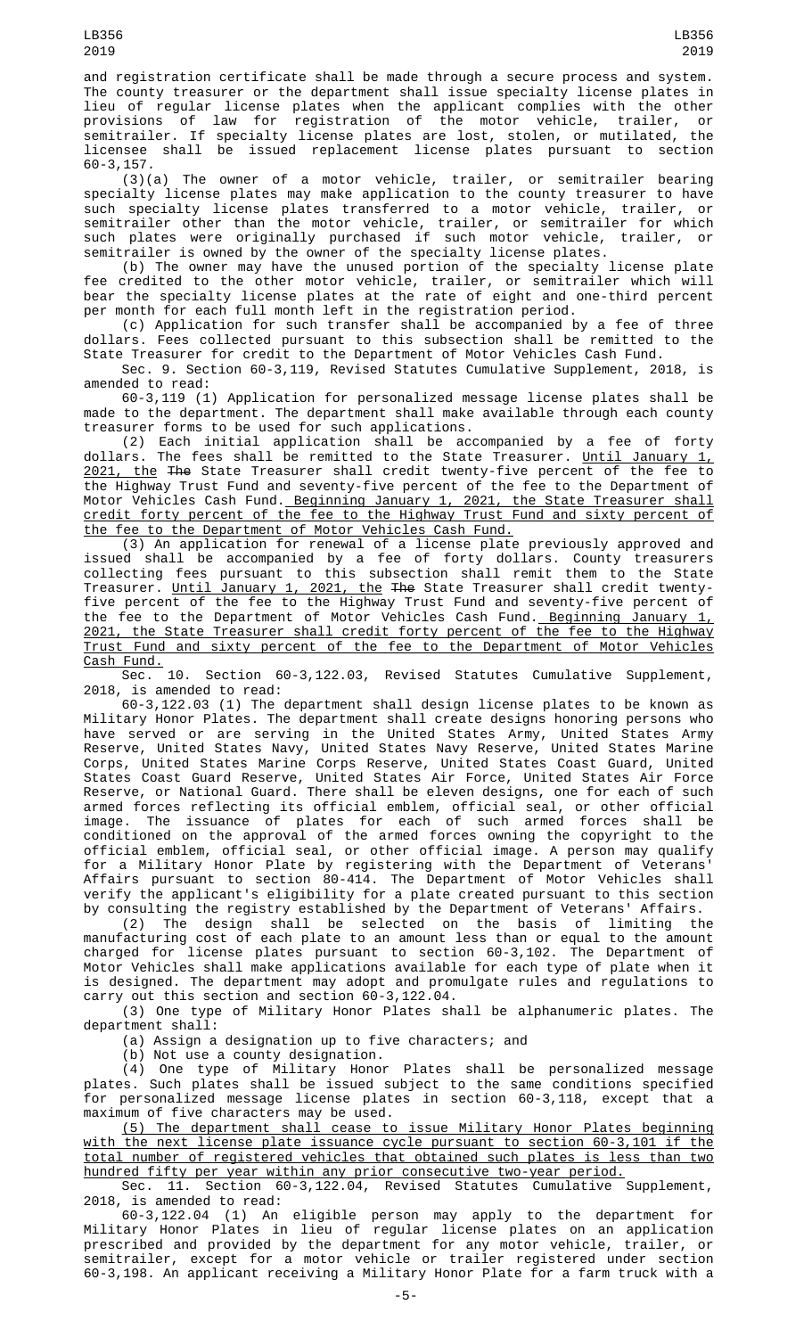and registration certificate shall be made through a secure process and system. The county treasurer or the department shall issue specialty license plates in lieu of regular license plates when the applicant complies with the other provisions of law for registration of the motor vehicle, trailer, or semitrailer. If specialty license plates are lost, stolen, or mutilated, the licensee shall be issued replacement license plates pursuant to section 60-3,157.

(3)(a) The owner of a motor vehicle, trailer, or semitrailer bearing specialty license plates may make application to the county treasurer to have such specialty license plates transferred to a motor vehicle, trailer, or semitrailer other than the motor vehicle, trailer, or semitrailer for which such plates were originally purchased if such motor vehicle, trailer, or semitrailer is owned by the owner of the specialty license plates.

(b) The owner may have the unused portion of the specialty license plate fee credited to the other motor vehicle, trailer, or semitrailer which will bear the specialty license plates at the rate of eight and one-third percent per month for each full month left in the registration period.

(c) Application for such transfer shall be accompanied by a fee of three dollars. Fees collected pursuant to this subsection shall be remitted to the State Treasurer for credit to the Department of Motor Vehicles Cash Fund.

Sec. 9. Section 60-3,119, Revised Statutes Cumulative Supplement, 2018, is amended to read:

60-3,119 (1) Application for personalized message license plates shall be made to the department. The department shall make available through each county treasurer forms to be used for such applications.

(2) Each initial application shall be accompanied by a fee of forty dollars. The fees shall be remitted to the State Treasurer. Until January 1, 2021, the ~~The~~ State Treasurer shall credit twenty-five percent of the fee to the Highway Trust Fund and seventy-five percent of the fee to the Department of Motor Vehicles Cash Fund. Beginning January 1, 2021, the State Treasurer shall credit forty percent of the fee to the Highway Trust Fund and sixty percent of the fee to the Department of Motor Vehicles Cash Fund.

(3) An application for renewal of a license plate previously approved and issued shall be accompanied by a fee of forty dollars. County treasurers collecting fees pursuant to this subsection shall remit them to the State Treasurer. Until January 1, 2021, the ~~The~~ State Treasurer shall credit twenty-five percent of the fee to the Highway Trust Fund and seventy-five percent of the fee to the Department of Motor Vehicles Cash Fund. Beginning January 1, 2021, the State Treasurer shall credit forty percent of the fee to the Highway Trust Fund and sixty percent of the fee to the Department of Motor Vehicles Cash Fund.

Sec. 10. Section 60-3,122.03, Revised Statutes Cumulative Supplement, 2018, is amended to read:

60-3,122.03 (1) The department shall design license plates to be known as Military Honor Plates. The department shall create designs honoring persons who have served or are serving in the United States Army, United States Army Reserve, United States Navy, United States Navy Reserve, United States Marine Corps, United States Marine Corps Reserve, United States Coast Guard, United States Coast Guard Reserve, United States Air Force, United States Air Force Reserve, or National Guard. There shall be eleven designs, one for each of such armed forces reflecting its official emblem, official seal, or other official image. The issuance of plates for each of such armed forces shall be conditioned on the approval of the armed forces owning the copyright to the official emblem, official seal, or other official image. A person may qualify for a Military Honor Plate by registering with the Department of Veterans' Affairs pursuant to section 80-414. The Department of Motor Vehicles shall verify the applicant's eligibility for a plate created pursuant to this section by consulting the registry established by the Department of Veterans' Affairs.

(2) The design shall be selected on the basis of limiting the manufacturing cost of each plate to an amount less than or equal to the amount charged for license plates pursuant to section 60-3,102. The Department of Motor Vehicles shall make applications available for each type of plate when it is designed. The department may adopt and promulgate rules and regulations to carry out this section and section 60-3,122.04.

(3) One type of Military Honor Plates shall be alphanumeric plates. The department shall:

(a) Assign a designation up to five characters; and

(b) Not use a county designation.

(4) One type of Military Honor Plates shall be personalized message plates. Such plates shall be issued subject to the same conditions specified for personalized message license plates in section 60-3,118, except that a maximum of five characters may be used.

(5) The department shall cease to issue Military Honor Plates beginning with the next license plate issuance cycle pursuant to section 60-3,101 if the total number of registered vehicles that obtained such plates is less than two hundred fifty per year within any prior consecutive two-year period.

Sec. 11. Section 60-3,122.04, Revised Statutes Cumulative Supplement, 2018, is amended to read:

60-3,122.04 (1) An eligible person may apply to the department for Military Honor Plates in lieu of regular license plates on an application prescribed and provided by the department for any motor vehicle, trailer, or semitrailer, except for a motor vehicle or trailer registered under section 60-3,198. An applicant receiving a Military Honor Plate for a farm truck with a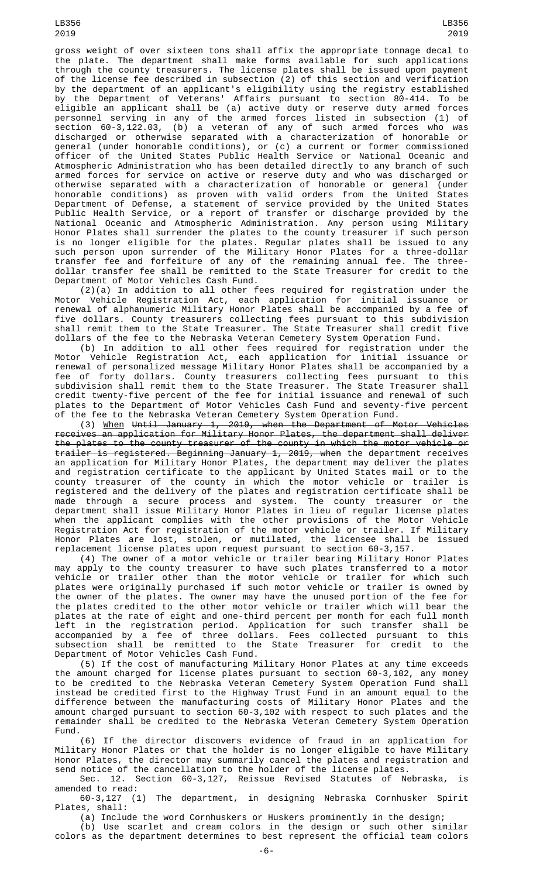gross weight of over sixteen tons shall affix the appropriate tonnage decal to the plate. The department shall make forms available for such applications through the county treasurers. The license plates shall be issued upon payment of the license fee described in subsection (2) of this section and verification by the department of an applicant's eligibility using the registry established by the Department of Veterans' Affairs pursuant to section 80-414. To be eligible an applicant shall be (a) active duty or reserve duty armed forces personnel serving in any of the armed forces listed in subsection (1) of section 60-3,122.03, (b) a veteran of any of such armed forces who was discharged or otherwise separated with a characterization of honorable or general (under honorable conditions), or (c) a current or former commissioned officer of the United States Public Health Service or National Oceanic and Atmospheric Administration who has been detailed directly to any branch of such armed forces for service on active or reserve duty and who was discharged or otherwise separated with a characterization of honorable or general (under honorable conditions) as proven with valid orders from the United States Department of Defense, a statement of service provided by the United States Public Health Service, or a report of transfer or discharge provided by the National Oceanic and Atmospheric Administration. Any person using Military Honor Plates shall surrender the plates to the county treasurer if such person is no longer eligible for the plates. Regular plates shall be issued to any such person upon surrender of the Military Honor Plates for a three-dollar transfer fee and forfeiture of any of the remaining annual fee. The three-dollar transfer fee shall be remitted to the State Treasurer for credit to the Department of Motor Vehicles Cash Fund.

(2)(a) In addition to all other fees required for registration under the Motor Vehicle Registration Act, each application for initial issuance or renewal of alphanumeric Military Honor Plates shall be accompanied by a fee of five dollars. County treasurers collecting fees pursuant to this subdivision shall remit them to the State Treasurer. The State Treasurer shall credit five dollars of the fee to the Nebraska Veteran Cemetery System Operation Fund.

(b) In addition to all other fees required for registration under the Motor Vehicle Registration Act, each application for initial issuance or renewal of personalized message Military Honor Plates shall be accompanied by a fee of forty dollars. County treasurers collecting fees pursuant to this subdivision shall remit them to the State Treasurer. The State Treasurer shall credit twenty-five percent of the fee for initial issuance and renewal of such plates to the Department of Motor Vehicles Cash Fund and seventy-five percent of the fee to the Nebraska Veteran Cemetery System Operation Fund.

(3) When ~~Until January 1, 2019, when the Department of Motor Vehicles receives an application for Military Honor Plates, the department shall deliver the plates to the county treasurer of the county in which the motor vehicle or trailer is registered. Beginning January 1, 2019, when~~ the department receives an application for Military Honor Plates, the department may deliver the plates and registration certificate to the applicant by United States mail or to the county treasurer of the county in which the motor vehicle or trailer is registered and the delivery of the plates and registration certificate shall be made through a secure process and system. The county treasurer or the department shall issue Military Honor Plates in lieu of regular license plates when the applicant complies with the other provisions of the Motor Vehicle Registration Act for registration of the motor vehicle or trailer. If Military Honor Plates are lost, stolen, or mutilated, the licensee shall be issued replacement license plates upon request pursuant to section 60-3,157.

(4) The owner of a motor vehicle or trailer bearing Military Honor Plates may apply to the county treasurer to have such plates transferred to a motor vehicle or trailer other than the motor vehicle or trailer for which such plates were originally purchased if such motor vehicle or trailer is owned by the owner of the plates. The owner may have the unused portion of the fee for the plates credited to the other motor vehicle or trailer which will bear the plates at the rate of eight and one-third percent per month for each full month left in the registration period. Application for such transfer shall be accompanied by a fee of three dollars. Fees collected pursuant to this subsection shall be remitted to the State Treasurer for credit to the Department of Motor Vehicles Cash Fund.

(5) If the cost of manufacturing Military Honor Plates at any time exceeds the amount charged for license plates pursuant to section 60-3,102, any money to be credited to the Nebraska Veteran Cemetery System Operation Fund shall instead be credited first to the Highway Trust Fund in an amount equal to the difference between the manufacturing costs of Military Honor Plates and the amount charged pursuant to section 60-3,102 with respect to such plates and the remainder shall be credited to the Nebraska Veteran Cemetery System Operation Fund.

(6) If the director discovers evidence of fraud in an application for Military Honor Plates or that the holder is no longer eligible to have Military Honor Plates, the director may summarily cancel the plates and registration and send notice of the cancellation to the holder of the license plates.

Sec. 12. Section 60-3,127, Reissue Revised Statutes of Nebraska, is amended to read:

60-3,127 (1) The department, in designing Nebraska Cornhusker Spirit Plates, shall:

(a) Include the word Cornhuskers or Huskers prominently in the design;

(b) Use scarlet and cream colors in the design or such other similar colors as the department determines to best represent the official team colors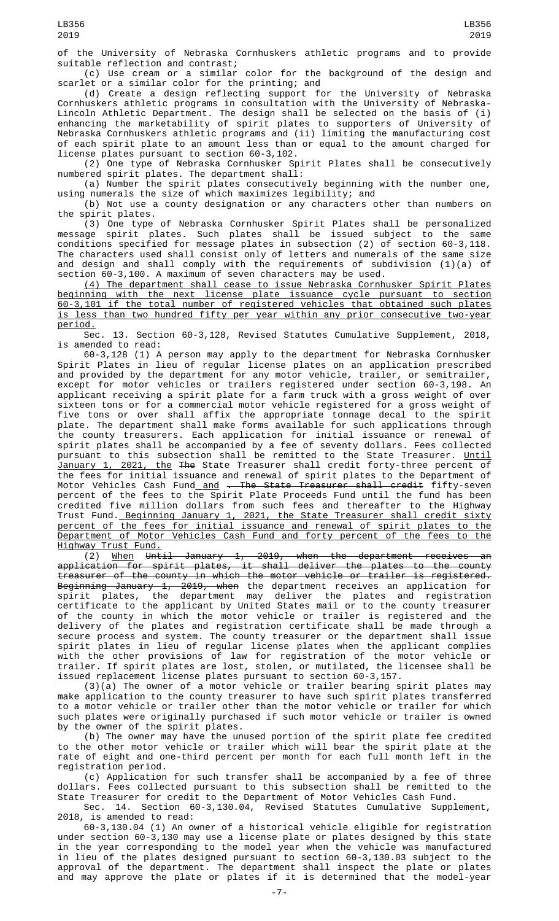of the University of Nebraska Cornhuskers athletic programs and to provide suitable reflection and contrast;

(c) Use cream or a similar color for the background of the design and scarlet or a similar color for the printing; and

(d) Create a design reflecting support for the University of Nebraska Cornhuskers athletic programs in consultation with the University of Nebraska-Lincoln Athletic Department. The design shall be selected on the basis of (i) enhancing the marketability of spirit plates to supporters of University of Nebraska Cornhuskers athletic programs and (ii) limiting the manufacturing cost of each spirit plate to an amount less than or equal to the amount charged for license plates pursuant to section 60-3,102.

(2) One type of Nebraska Cornhusker Spirit Plates shall be consecutively numbered spirit plates. The department shall:

(a) Number the spirit plates consecutively beginning with the number one, using numerals the size of which maximizes legibility; and

(b) Not use a county designation or any characters other than numbers on the spirit plates.

(3) One type of Nebraska Cornhusker Spirit Plates shall be personalized message spirit plates. Such plates shall be issued subject to the same conditions specified for message plates in subsection (2) of section 60-3,118. The characters used shall consist only of letters and numerals of the same size and design and shall comply with the requirements of subdivision (1)(a) of section 60-3,100. A maximum of seven characters may be used.

(4) The department shall cease to issue Nebraska Cornhusker Spirit Plates beginning with the next license plate issuance cycle pursuant to section 60-3,101 if the total number of registered vehicles that obtained such plates is less than two hundred fifty per year within any prior consecutive two-year period.

Sec. 13. Section 60-3,128, Revised Statutes Cumulative Supplement, 2018, is amended to read:

60-3,128 (1) A person may apply to the department for Nebraska Cornhusker Spirit Plates in lieu of regular license plates on an application prescribed and provided by the department for any motor vehicle, trailer, or semitrailer, except for motor vehicles or trailers registered under section 60-3,198. An applicant receiving a spirit plate for a farm truck with a gross weight of over sixteen tons or for a commercial motor vehicle registered for a gross weight of five tons or over shall affix the appropriate tonnage decal to the spirit plate. The department shall make forms available for such applications through the county treasurers. Each application for initial issuance or renewal of spirit plates shall be accompanied by a fee of seventy dollars. Fees collected pursuant to this subsection shall be remitted to the State Treasurer. Until January 1, 2021, the ~~The~~ State Treasurer shall credit forty-three percent of the fees for initial issuance and renewal of spirit plates to the Department of Motor Vehicles Cash Fund and ~~. The State Treasurer shall credit~~ fifty-seven percent of the fees to the Spirit Plate Proceeds Fund until the fund has been credited five million dollars from such fees and thereafter to the Highway Trust Fund. Beginning January 1, 2021, the State Treasurer shall credit sixty percent of the fees for initial issuance and renewal of spirit plates to the Department of Motor Vehicles Cash Fund and forty percent of the fees to the Highway Trust Fund.

(2) When ~~Until January 1, 2019, when the department receives an application for spirit plates, it shall deliver the plates to the county treasurer of the county in which the motor vehicle or trailer is registered. Beginning January 1, 2019, when~~ the department receives an application for spirit plates, the department may deliver the plates and registration certificate to the applicant by United States mail or to the county treasurer of the county in which the motor vehicle or trailer is registered and the delivery of the plates and registration certificate shall be made through a secure process and system. The county treasurer or the department shall issue spirit plates in lieu of regular license plates when the applicant complies with the other provisions of law for registration of the motor vehicle or trailer. If spirit plates are lost, stolen, or mutilated, the licensee shall be issued replacement license plates pursuant to section 60-3,157.

(3)(a) The owner of a motor vehicle or trailer bearing spirit plates may make application to the county treasurer to have such spirit plates transferred to a motor vehicle or trailer other than the motor vehicle or trailer for which such plates were originally purchased if such motor vehicle or trailer is owned by the owner of the spirit plates.

(b) The owner may have the unused portion of the spirit plate fee credited to the other motor vehicle or trailer which will bear the spirit plate at the rate of eight and one-third percent per month for each full month left in the registration period.

(c) Application for such transfer shall be accompanied by a fee of three dollars. Fees collected pursuant to this subsection shall be remitted to the State Treasurer for credit to the Department of Motor Vehicles Cash Fund.

Sec. 14. Section 60-3,130.04, Revised Statutes Cumulative Supplement, 2018, is amended to read:

60-3,130.04 (1) An owner of a historical vehicle eligible for registration under section 60-3,130 may use a license plate or plates designed by this state in the year corresponding to the model year when the vehicle was manufactured in lieu of the plates designed pursuant to section 60-3,130.03 subject to the approval of the department. The department shall inspect the plate or plates and may approve the plate or plates if it is determined that the model-year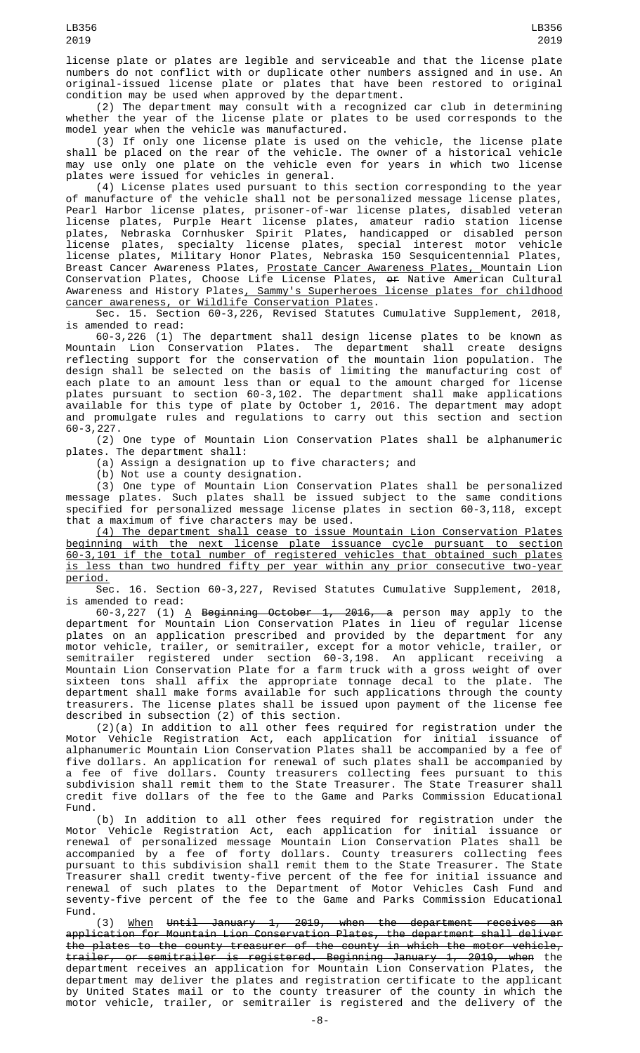license plate or plates are legible and serviceable and that the license plate numbers do not conflict with or duplicate other numbers assigned and in use. An original-issued license plate or plates that have been restored to original condition may be used when approved by the department.

(2) The department may consult with a recognized car club in determining whether the year of the license plate or plates to be used corresponds to the model year when the vehicle was manufactured.

(3) If only one license plate is used on the vehicle, the license plate shall be placed on the rear of the vehicle. The owner of a historical vehicle may use only one plate on the vehicle even for years in which two license plates were issued for vehicles in general.

(4) License plates used pursuant to this section corresponding to the year of manufacture of the vehicle shall not be personalized message license plates, Pearl Harbor license plates, prisoner-of-war license plates, disabled veteran license plates, Purple Heart license plates, amateur radio station license plates, Nebraska Cornhusker Spirit Plates, handicapped or disabled person license plates, specialty license plates, special interest motor vehicle license plates, Military Honor Plates, Nebraska 150 Sesquicentennial Plates, Breast Cancer Awareness Plates, Prostate Cancer Awareness Plates, Mountain Lion Conservation Plates, Choose Life License Plates, ~~or~~ Native American Cultural Awareness and History Plates, Sammy's Superheroes license plates for childhood cancer awareness, or Wildlife Conservation Plates.

Sec. 15. Section 60-3,226, Revised Statutes Cumulative Supplement, 2018, is amended to read:

60-3,226 (1) The department shall design license plates to be known as Mountain Lion Conservation Plates. The department shall create designs reflecting support for the conservation of the mountain lion population. The design shall be selected on the basis of limiting the manufacturing cost of each plate to an amount less than or equal to the amount charged for license plates pursuant to section 60-3,102. The department shall make applications available for this type of plate by October 1, 2016. The department may adopt and promulgate rules and regulations to carry out this section and section 60-3,227.

(2) One type of Mountain Lion Conservation Plates shall be alphanumeric plates. The department shall:

(a) Assign a designation up to five characters; and

(b) Not use a county designation.

(3) One type of Mountain Lion Conservation Plates shall be personalized message plates. Such plates shall be issued subject to the same conditions specified for personalized message license plates in section 60-3,118, except that a maximum of five characters may be used.

(4) The department shall cease to issue Mountain Lion Conservation Plates beginning with the next license plate issuance cycle pursuant to section 60-3,101 if the total number of registered vehicles that obtained such plates is less than two hundred fifty per year within any prior consecutive two-year period.

Sec. 16. Section 60-3,227, Revised Statutes Cumulative Supplement, 2018, is amended to read:

60-3,227 (1) A ~~Beginning October 1, 2016, a~~ person may apply to the department for Mountain Lion Conservation Plates in lieu of regular license plates on an application prescribed and provided by the department for any motor vehicle, trailer, or semitrailer, except for a motor vehicle, trailer, or semitrailer registered under section 60-3,198. An applicant receiving a Mountain Lion Conservation Plate for a farm truck with a gross weight of over sixteen tons shall affix the appropriate tonnage decal to the plate. The department shall make forms available for such applications through the county treasurers. The license plates shall be issued upon payment of the license fee described in subsection (2) of this section.

(2)(a) In addition to all other fees required for registration under the Motor Vehicle Registration Act, each application for initial issuance of alphanumeric Mountain Lion Conservation Plates shall be accompanied by a fee of five dollars. An application for renewal of such plates shall be accompanied by a fee of five dollars. County treasurers collecting fees pursuant to this subdivision shall remit them to the State Treasurer. The State Treasurer shall credit five dollars of the fee to the Game and Parks Commission Educational Fund.

(b) In addition to all other fees required for registration under the Motor Vehicle Registration Act, each application for initial issuance or renewal of personalized message Mountain Lion Conservation Plates shall be accompanied by a fee of forty dollars. County treasurers collecting fees pursuant to this subdivision shall remit them to the State Treasurer. The State Treasurer shall credit twenty-five percent of the fee for initial issuance and renewal of such plates to the Department of Motor Vehicles Cash Fund and seventy-five percent of the fee to the Game and Parks Commission Educational Fund.

(3) When ~~Until January 1, 2019, when the department receives an application for Mountain Lion Conservation Plates, the department shall deliver the plates to the county treasurer of the county in which the motor vehicle, trailer, or semitrailer is registered. Beginning January 1, 2019, when~~ the department receives an application for Mountain Lion Conservation Plates, the department may deliver the plates and registration certificate to the applicant by United States mail or to the county treasurer of the county in which the motor vehicle, trailer, or semitrailer is registered and the delivery of the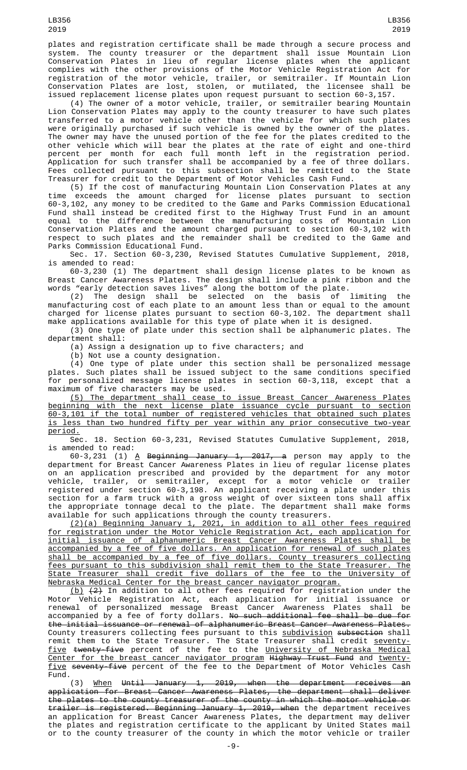plates and registration certificate shall be made through a secure process and system. The county treasurer or the department shall issue Mountain Lion Conservation Plates in lieu of regular license plates when the applicant complies with the other provisions of the Motor Vehicle Registration Act for registration of the motor vehicle, trailer, or semitrailer. If Mountain Lion Conservation Plates are lost, stolen, or mutilated, the licensee shall be issued replacement license plates upon request pursuant to section 60-3,157.

(4) The owner of a motor vehicle, trailer, or semitrailer bearing Mountain Lion Conservation Plates may apply to the county treasurer to have such plates transferred to a motor vehicle other than the vehicle for which such plates were originally purchased if such vehicle is owned by the owner of the plates. The owner may have the unused portion of the fee for the plates credited to the other vehicle which will bear the plates at the rate of eight and one-third percent per month for each full month left in the registration period. Application for such transfer shall be accompanied by a fee of three dollars. Fees collected pursuant to this subsection shall be remitted to the State Treasurer for credit to the Department of Motor Vehicles Cash Fund.

(5) If the cost of manufacturing Mountain Lion Conservation Plates at any time exceeds the amount charged for license plates pursuant to section 60-3,102, any money to be credited to the Game and Parks Commission Educational Fund shall instead be credited first to the Highway Trust Fund in an amount equal to the difference between the manufacturing costs of Mountain Lion Conservation Plates and the amount charged pursuant to section 60-3,102 with respect to such plates and the remainder shall be credited to the Game and Parks Commission Educational Fund.

Sec. 17. Section 60-3,230, Revised Statutes Cumulative Supplement, 2018, is amended to read:

60-3,230 (1) The department shall design license plates to be known as Breast Cancer Awareness Plates. The design shall include a pink ribbon and the words "early detection saves lives" along the bottom of the plate.

(2) The design shall be selected on the basis of limiting the manufacturing cost of each plate to an amount less than or equal to the amount charged for license plates pursuant to section 60-3,102. The department shall make applications available for this type of plate when it is designed.

(3) One type of plate under this section shall be alphanumeric plates. The department shall:

(a) Assign a designation up to five characters; and

(b) Not use a county designation.

(4) One type of plate under this section shall be personalized message plates. Such plates shall be issued subject to the same conditions specified for personalized message license plates in section 60-3,118, except that a maximum of five characters may be used.

(5) The department shall cease to issue Breast Cancer Awareness Plates beginning with the next license plate issuance cycle pursuant to section 60-3,101 if the total number of registered vehicles that obtained such plates is less than two hundred fifty per year within any prior consecutive two-year period.

Sec. 18. Section 60-3,231, Revised Statutes Cumulative Supplement, 2018, is amended to read:

60-3,231 (1) A ~~Beginning January 1, 2017, a~~ person may apply to the department for Breast Cancer Awareness Plates in lieu of regular license plates on an application prescribed and provided by the department for any motor vehicle, trailer, or semitrailer, except for a motor vehicle or trailer registered under section 60-3,198. An applicant receiving a plate under this section for a farm truck with a gross weight of over sixteen tons shall affix the appropriate tonnage decal to the plate. The department shall make forms available for such applications through the county treasurers.

(2)(a) Beginning January 1, 2021, in addition to all other fees required for registration under the Motor Vehicle Registration Act, each application for initial issuance of alphanumeric Breast Cancer Awareness Plates shall be accompanied by a fee of five dollars. An application for renewal of such plates shall be accompanied by a fee of five dollars. County treasurers collecting fees pursuant to this subdivision shall remit them to the State Treasurer. The State Treasurer shall credit five dollars of the fee to the University of Nebraska Medical Center for the breast cancer navigator program.

(b) ~~(2)~~ In addition to all other fees required for registration under the Motor Vehicle Registration Act, each application for initial issuance or renewal of personalized message Breast Cancer Awareness Plates shall be accompanied by a fee of forty dollars. ~~No such additional fee shall be due for the initial issuance or renewal of alphanumeric Breast Cancer Awareness Plates.~~ County treasurers collecting fees pursuant to this subdivision ~~subsection~~ shall remit them to the State Treasurer. The State Treasurer shall credit seventy-five ~~twenty-five~~ percent of the fee to the University of Nebraska Medical Center for the breast cancer navigator program ~~Highway Trust Fund~~ and twenty-five ~~seventy-five~~ percent of the fee to the Department of Motor Vehicles Cash Fund.

(3) When ~~Until January 1, 2019, when the department receives an application for Breast Cancer Awareness Plates, the department shall deliver the plates to the county treasurer of the county in which the motor vehicle or trailer is registered. Beginning January 1, 2019, when~~ the department receives an application for Breast Cancer Awareness Plates, the department may deliver the plates and registration certificate to the applicant by United States mail or to the county treasurer of the county in which the motor vehicle or trailer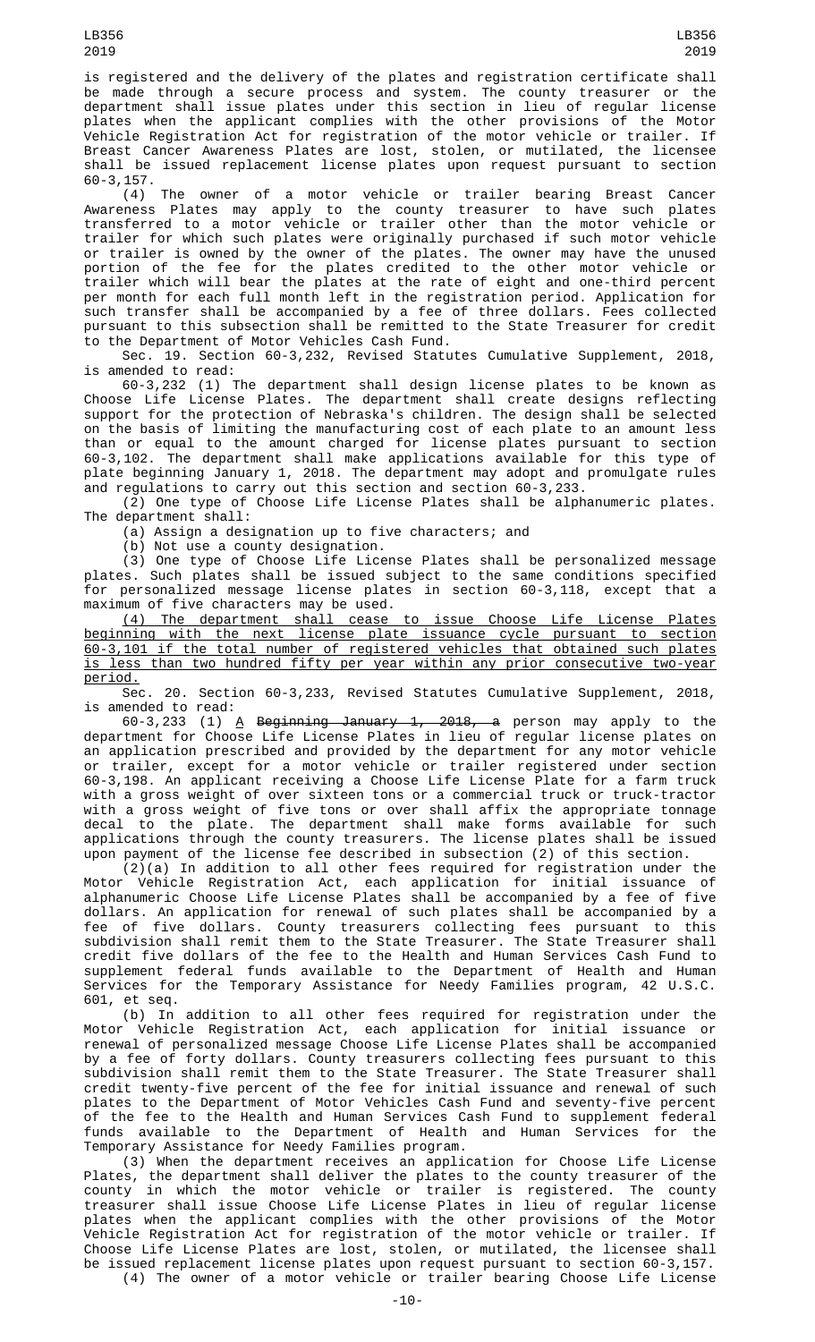is registered and the delivery of the plates and registration certificate shall be made through a secure process and system. The county treasurer or the department shall issue plates under this section in lieu of regular license plates when the applicant complies with the other provisions of the Motor Vehicle Registration Act for registration of the motor vehicle or trailer. If Breast Cancer Awareness Plates are lost, stolen, or mutilated, the licensee shall be issued replacement license plates upon request pursuant to section 60-3,157.

(4) The owner of a motor vehicle or trailer bearing Breast Cancer Awareness Plates may apply to the county treasurer to have such plates transferred to a motor vehicle or trailer other than the motor vehicle or trailer for which such plates were originally purchased if such motor vehicle or trailer is owned by the owner of the plates. The owner may have the unused portion of the fee for the plates credited to the other motor vehicle or trailer which will bear the plates at the rate of eight and one-third percent per month for each full month left in the registration period. Application for such transfer shall be accompanied by a fee of three dollars. Fees collected pursuant to this subsection shall be remitted to the State Treasurer for credit to the Department of Motor Vehicles Cash Fund.

Sec. 19. Section 60-3,232, Revised Statutes Cumulative Supplement, 2018, is amended to read:

60-3,232 (1) The department shall design license plates to be known as Choose Life License Plates. The department shall create designs reflecting support for the protection of Nebraska's children. The design shall be selected on the basis of limiting the manufacturing cost of each plate to an amount less than or equal to the amount charged for license plates pursuant to section 60-3,102. The department shall make applications available for this type of plate beginning January 1, 2018. The department may adopt and promulgate rules and regulations to carry out this section and section 60-3,233.

(2) One type of Choose Life License Plates shall be alphanumeric plates. The department shall:

(a) Assign a designation up to five characters; and

(b) Not use a county designation.

(3) One type of Choose Life License Plates shall be personalized message plates. Such plates shall be issued subject to the same conditions specified for personalized message license plates in section 60-3,118, except that a maximum of five characters may be used.

<u>(4) The department shall cease to issue Choose Life License Plates beginning with the next license plate issuance cycle pursuant to section 60-3,101 if the total number of registered vehicles that obtained such plates is less than two hundred fifty per year within any prior consecutive two-year period.</u>

Sec. 20. Section 60-3,233, Revised Statutes Cumulative Supplement, 2018, is amended to read:

60-3,233 (1) <u>A</u> ~~Beginning January 1, 2018, a~~ person may apply to the department for Choose Life License Plates in lieu of regular license plates on an application prescribed and provided by the department for any motor vehicle or trailer, except for a motor vehicle or trailer registered under section 60-3,198. An applicant receiving a Choose Life License Plate for a farm truck with a gross weight of over sixteen tons or a commercial truck or truck-tractor with a gross weight of five tons or over shall affix the appropriate tonnage decal to the plate. The department shall make forms available for such applications through the county treasurers. The license plates shall be issued upon payment of the license fee described in subsection (2) of this section.

(2)(a) In addition to all other fees required for registration under the Motor Vehicle Registration Act, each application for initial issuance of alphanumeric Choose Life License Plates shall be accompanied by a fee of five dollars. An application for renewal of such plates shall be accompanied by a fee of five dollars. County treasurers collecting fees pursuant to this subdivision shall remit them to the State Treasurer. The State Treasurer shall credit five dollars of the fee to the Health and Human Services Cash Fund to supplement federal funds available to the Department of Health and Human Services for the Temporary Assistance for Needy Families program, 42 U.S.C. 601, et seq.

(b) In addition to all other fees required for registration under the Motor Vehicle Registration Act, each application for initial issuance or renewal of personalized message Choose Life License Plates shall be accompanied by a fee of forty dollars. County treasurers collecting fees pursuant to this subdivision shall remit them to the State Treasurer. The State Treasurer shall credit twenty-five percent of the fee for initial issuance and renewal of such plates to the Department of Motor Vehicles Cash Fund and seventy-five percent of the fee to the Health and Human Services Cash Fund to supplement federal funds available to the Department of Health and Human Services for the Temporary Assistance for Needy Families program.

(3) When the department receives an application for Choose Life License Plates, the department shall deliver the plates to the county treasurer of the county in which the motor vehicle or trailer is registered. The county treasurer shall issue Choose Life License Plates in lieu of regular license plates when the applicant complies with the other provisions of the Motor Vehicle Registration Act for registration of the motor vehicle or trailer. If Choose Life License Plates are lost, stolen, or mutilated, the licensee shall be issued replacement license plates upon request pursuant to section 60-3,157.

(4) The owner of a motor vehicle or trailer bearing Choose Life License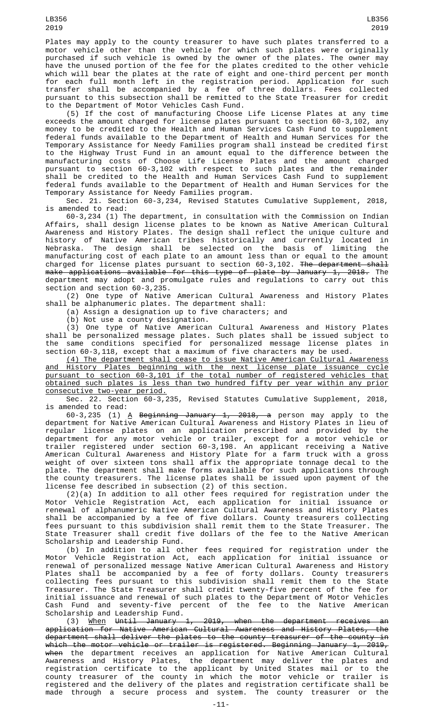Plates may apply to the county treasurer to have such plates transferred to a motor vehicle other than the vehicle for which such plates were originally purchased if such vehicle is owned by the owner of the plates. The owner may have the unused portion of the fee for the plates credited to the other vehicle which will bear the plates at the rate of eight and one-third percent per month for each full month left in the registration period. Application for such transfer shall be accompanied by a fee of three dollars. Fees collected pursuant to this subsection shall be remitted to the State Treasurer for credit to the Department of Motor Vehicles Cash Fund.

(5) If the cost of manufacturing Choose Life License Plates at any time exceeds the amount charged for license plates pursuant to section 60-3,102, any money to be credited to the Health and Human Services Cash Fund to supplement federal funds available to the Department of Health and Human Services for the Temporary Assistance for Needy Families program shall instead be credited first to the Highway Trust Fund in an amount equal to the difference between the manufacturing costs of Choose Life License Plates and the amount charged pursuant to section 60-3,102 with respect to such plates and the remainder shall be credited to the Health and Human Services Cash Fund to supplement federal funds available to the Department of Health and Human Services for the Temporary Assistance for Needy Families program.

Sec. 21. Section 60-3,234, Revised Statutes Cumulative Supplement, 2018, is amended to read:

60-3,234 (1) The department, in consultation with the Commission on Indian Affairs, shall design license plates to be known as Native American Cultural Awareness and History Plates. The design shall reflect the unique culture and history of Native American tribes historically and currently located in Nebraska. The design shall be selected on the basis of limiting the manufacturing cost of each plate to an amount less than or equal to the amount charged for license plates pursuant to section 60-3,102. ~~The department shall make applications available for this type of plate by January 1, 2018.~~ The department may adopt and promulgate rules and regulations to carry out this section and section 60-3,235.

(2) One type of Native American Cultural Awareness and History Plates shall be alphanumeric plates. The department shall:

(a) Assign a designation up to five characters; and

(b) Not use a county designation.

(3) One type of Native American Cultural Awareness and History Plates shall be personalized message plates. Such plates shall be issued subject to the same conditions specified for personalized message license plates in section 60-3,118, except that a maximum of five characters may be used.

<u>(4) The department shall cease to issue Native American Cultural Awareness and History Plates beginning with the next license plate issuance cycle pursuant to section 60-3,101 if the total number of registered vehicles that obtained such plates is less than two hundred fifty per year within any prior consecutive two-year period.</u>

Sec. 22. Section 60-3,235, Revised Statutes Cumulative Supplement, 2018, is amended to read:

60-3,235 (1) <u>A</u> ~~Beginning January 1, 2018, a~~ person may apply to the department for Native American Cultural Awareness and History Plates in lieu of regular license plates on an application prescribed and provided by the department for any motor vehicle or trailer, except for a motor vehicle or trailer registered under section 60-3,198. An applicant receiving a Native American Cultural Awareness and History Plate for a farm truck with a gross weight of over sixteen tons shall affix the appropriate tonnage decal to the plate. The department shall make forms available for such applications through the county treasurers. The license plates shall be issued upon payment of the license fee described in subsection (2) of this section.

(2)(a) In addition to all other fees required for registration under the Motor Vehicle Registration Act, each application for initial issuance or renewal of alphanumeric Native American Cultural Awareness and History Plates shall be accompanied by a fee of five dollars. County treasurers collecting fees pursuant to this subdivision shall remit them to the State Treasurer. The State Treasurer shall credit five dollars of the fee to the Native American Scholarship and Leadership Fund.

(b) In addition to all other fees required for registration under the Motor Vehicle Registration Act, each application for initial issuance or renewal of personalized message Native American Cultural Awareness and History Plates shall be accompanied by a fee of forty dollars. County treasurers collecting fees pursuant to this subdivision shall remit them to the State Treasurer. The State Treasurer shall credit twenty-five percent of the fee for initial issuance and renewal of such plates to the Department of Motor Vehicles Cash Fund and seventy-five percent of the fee to the Native American Scholarship and Leadership Fund.

(3) <u>When</u> ~~Until January 1, 2019, when the department receives an application for Native American Cultural Awareness and History Plates, the department shall deliver the plates to the county treasurer of the county in which the motor vehicle or trailer is registered. Beginning January 1, 2019, when~~ the department receives an application for Native American Cultural Awareness and History Plates, the department may deliver the plates and registration certificate to the applicant by United States mail or to the county treasurer of the county in which the motor vehicle or trailer is registered and the delivery of the plates and registration certificate shall be made through a secure process and system. The county treasurer or the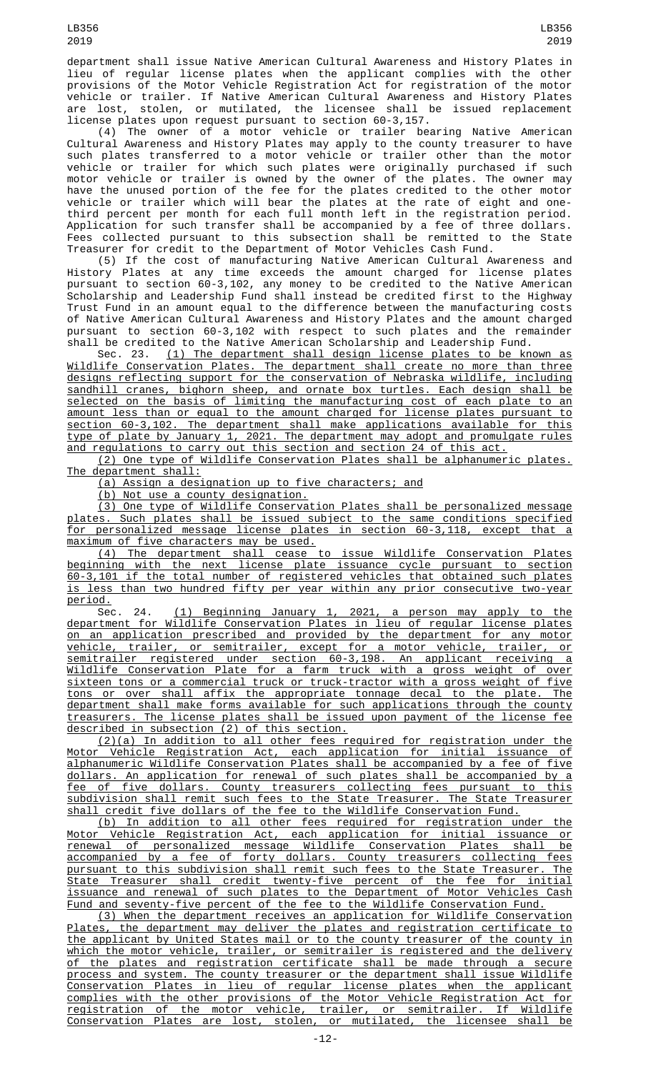department shall issue Native American Cultural Awareness and History Plates in lieu of regular license plates when the applicant complies with the other provisions of the Motor Vehicle Registration Act for registration of the motor vehicle or trailer. If Native American Cultural Awareness and History Plates are lost, stolen, or mutilated, the licensee shall be issued replacement license plates upon request pursuant to section 60-3,157.

(4) The owner of a motor vehicle or trailer bearing Native American Cultural Awareness and History Plates may apply to the county treasurer to have such plates transferred to a motor vehicle or trailer other than the motor vehicle or trailer for which such plates were originally purchased if such motor vehicle or trailer is owned by the owner of the plates. The owner may have the unused portion of the fee for the plates credited to the other motor vehicle or trailer which will bear the plates at the rate of eight and one-third percent per month for each full month left in the registration period. Application for such transfer shall be accompanied by a fee of three dollars. Fees collected pursuant to this subsection shall be remitted to the State Treasurer for credit to the Department of Motor Vehicles Cash Fund.

(5) If the cost of manufacturing Native American Cultural Awareness and History Plates at any time exceeds the amount charged for license plates pursuant to section 60-3,102, any money to be credited to the Native American Scholarship and Leadership Fund shall instead be credited first to the Highway Trust Fund in an amount equal to the difference between the manufacturing costs of Native American Cultural Awareness and History Plates and the amount charged pursuant to section 60-3,102 with respect to such plates and the remainder shall be credited to the Native American Scholarship and Leadership Fund.

Sec. 23. (1) The department shall design license plates to be known as Wildlife Conservation Plates. The department shall create no more than three designs reflecting support for the conservation of Nebraska wildlife, including sandhill cranes, bighorn sheep, and ornate box turtles. Each design shall be selected on the basis of limiting the manufacturing cost of each plate to an amount less than or equal to the amount charged for license plates pursuant to section 60-3,102. The department shall make applications available for this type of plate by January 1, 2021. The department may adopt and promulgate rules and regulations to carry out this section and section 24 of this act.

(2) One type of Wildlife Conservation Plates shall be alphanumeric plates. The department shall:

(a) Assign a designation up to five characters; and

(b) Not use a county designation.

(3) One type of Wildlife Conservation Plates shall be personalized message plates. Such plates shall be issued subject to the same conditions specified for personalized message license plates in section 60-3,118, except that a maximum of five characters may be used.

(4) The department shall cease to issue Wildlife Conservation Plates beginning with the next license plate issuance cycle pursuant to section 60-3,101 if the total number of registered vehicles that obtained such plates is less than two hundred fifty per year within any prior consecutive two-year period.

Sec. 24. (1) Beginning January 1, 2021, a person may apply to the department for Wildlife Conservation Plates in lieu of regular license plates on an application prescribed and provided by the department for any motor vehicle, trailer, or semitrailer, except for a motor vehicle, trailer, or semitrailer registered under section 60-3,198. An applicant receiving a Wildlife Conservation Plate for a farm truck with a gross weight of over sixteen tons or a commercial truck or truck-tractor with a gross weight of five tons or over shall affix the appropriate tonnage decal to the plate. The department shall make forms available for such applications through the county treasurers. The license plates shall be issued upon payment of the license fee described in subsection (2) of this section.

(2)(a) In addition to all other fees required for registration under the Motor Vehicle Registration Act, each application for initial issuance of alphanumeric Wildlife Conservation Plates shall be accompanied by a fee of five dollars. An application for renewal of such plates shall be accompanied by a fee of five dollars. County treasurers collecting fees pursuant to this subdivision shall remit such fees to the State Treasurer. The State Treasurer shall credit five dollars of the fee to the Wildlife Conservation Fund.

(b) In addition to all other fees required for registration under the Motor Vehicle Registration Act, each application for initial issuance or renewal of personalized message Wildlife Conservation Plates shall be accompanied by a fee of forty dollars. County treasurers collecting fees pursuant to this subdivision shall remit such fees to the State Treasurer. The State Treasurer shall credit twenty-five percent of the fee for initial issuance and renewal of such plates to the Department of Motor Vehicles Cash Fund and seventy-five percent of the fee to the Wildlife Conservation Fund.

(3) When the department receives an application for Wildlife Conservation Plates, the department may deliver the plates and registration certificate to the applicant by United States mail or to the county treasurer of the county in which the motor vehicle, trailer, or semitrailer is registered and the delivery of the plates and registration certificate shall be made through a secure process and system. The county treasurer or the department shall issue Wildlife Conservation Plates in lieu of regular license plates when the applicant complies with the other provisions of the Motor Vehicle Registration Act for registration of the motor vehicle, trailer, or semitrailer. If Wildlife Conservation Plates are lost, stolen, or mutilated, the licensee shall be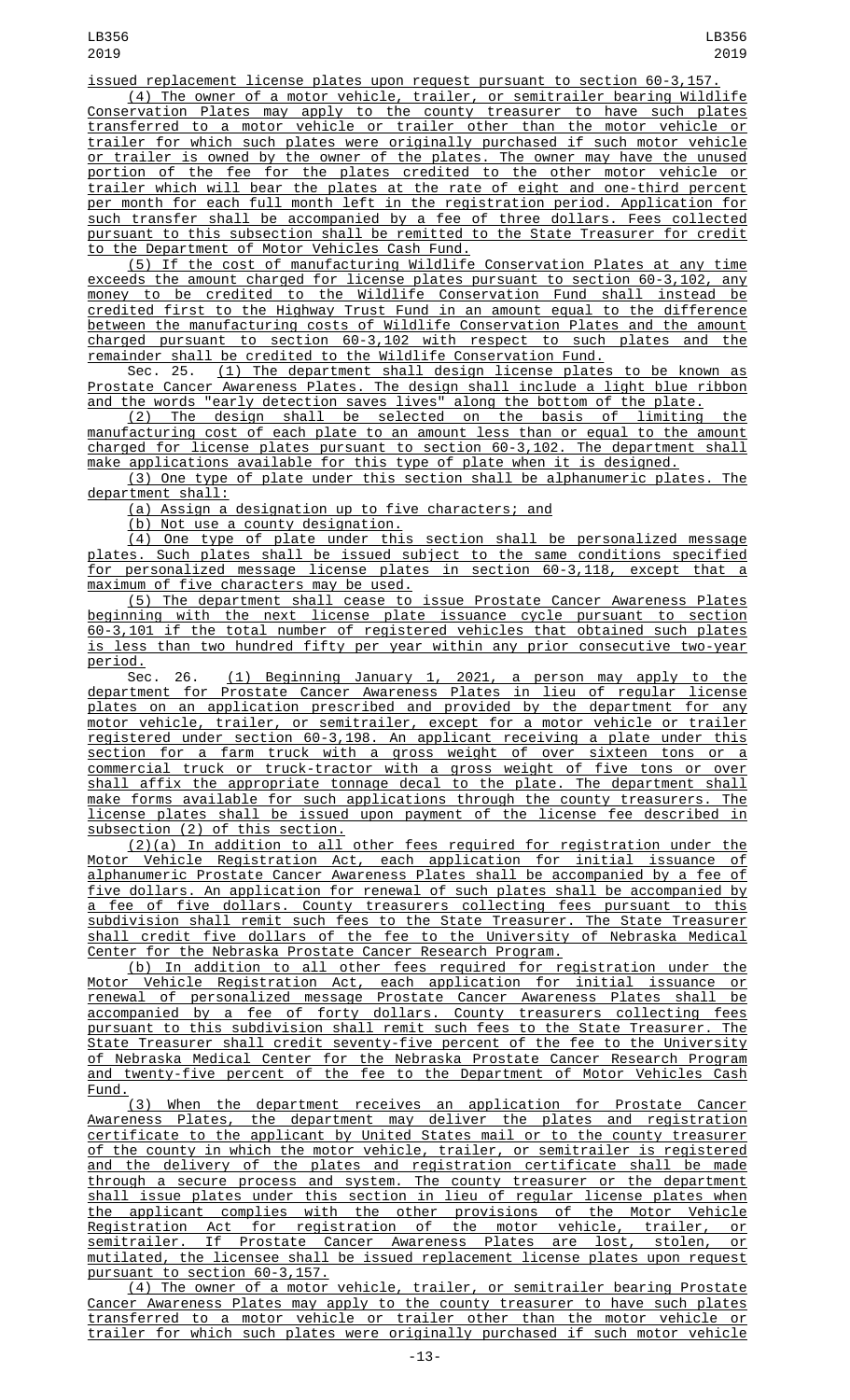issued replacement license plates upon request pursuant to section 60-3,157.

(4) The owner of a motor vehicle, trailer, or semitrailer bearing Wildlife Conservation Plates may apply to the county treasurer to have such plates transferred to a motor vehicle or trailer other than the motor vehicle or trailer for which such plates were originally purchased if such motor vehicle or trailer is owned by the owner of the plates. The owner may have the unused portion of the fee for the plates credited to the other motor vehicle or trailer which will bear the plates at the rate of eight and one-third percent per month for each full month left in the registration period. Application for such transfer shall be accompanied by a fee of three dollars. Fees collected pursuant to this subsection shall be remitted to the State Treasurer for credit to the Department of Motor Vehicles Cash Fund.

(5) If the cost of manufacturing Wildlife Conservation Plates at any time exceeds the amount charged for license plates pursuant to section 60-3,102, any money to be credited to the Wildlife Conservation Fund shall instead be credited first to the Highway Trust Fund in an amount equal to the difference between the manufacturing costs of Wildlife Conservation Plates and the amount charged pursuant to section 60-3,102 with respect to such plates and the remainder shall be credited to the Wildlife Conservation Fund.

Sec. 25. (1) The department shall design license plates to be known as Prostate Cancer Awareness Plates. The design shall include a light blue ribbon and the words "early detection saves lives" along the bottom of the plate.

(2) The design shall be selected on the basis of limiting the manufacturing cost of each plate to an amount less than or equal to the amount charged for license plates pursuant to section 60-3,102. The department shall make applications available for this type of plate when it is designed.

(3) One type of plate under this section shall be alphanumeric plates. The department shall:

(a) Assign a designation up to five characters; and

(b) Not use a county designation.

(4) One type of plate under this section shall be personalized message plates. Such plates shall be issued subject to the same conditions specified for personalized message license plates in section 60-3,118, except that a maximum of five characters may be used.

(5) The department shall cease to issue Prostate Cancer Awareness Plates beginning with the next license plate issuance cycle pursuant to section 60-3,101 if the total number of registered vehicles that obtained such plates is less than two hundred fifty per year within any prior consecutive two-year period.

Sec. 26. (1) Beginning January 1, 2021, a person may apply to the department for Prostate Cancer Awareness Plates in lieu of regular license plates on an application prescribed and provided by the department for any motor vehicle, trailer, or semitrailer, except for a motor vehicle or trailer registered under section 60-3,198. An applicant receiving a plate under this section for a farm truck with a gross weight of over sixteen tons or a commercial truck or truck-tractor with a gross weight of five tons or over shall affix the appropriate tonnage decal to the plate. The department shall make forms available for such applications through the county treasurers. The license plates shall be issued upon payment of the license fee described in subsection (2) of this section.

(2)(a) In addition to all other fees required for registration under the Motor Vehicle Registration Act, each application for initial issuance of alphanumeric Prostate Cancer Awareness Plates shall be accompanied by a fee of five dollars. An application for renewal of such plates shall be accompanied by a fee of five dollars. County treasurers collecting fees pursuant to this subdivision shall remit such fees to the State Treasurer. The State Treasurer shall credit five dollars of the fee to the University of Nebraska Medical Center for the Nebraska Prostate Cancer Research Program.

(b) In addition to all other fees required for registration under the Motor Vehicle Registration Act, each application for initial issuance or renewal of personalized message Prostate Cancer Awareness Plates shall be accompanied by a fee of forty dollars. County treasurers collecting fees pursuant to this subdivision shall remit such fees to the State Treasurer. The State Treasurer shall credit seventy-five percent of the fee to the University of Nebraska Medical Center for the Nebraska Prostate Cancer Research Program and twenty-five percent of the fee to the Department of Motor Vehicles Cash Fund.

(3) When the department receives an application for Prostate Cancer Awareness Plates, the department may deliver the plates and registration certificate to the applicant by United States mail or to the county treasurer of the county in which the motor vehicle, trailer, or semitrailer is registered and the delivery of the plates and registration certificate shall be made through a secure process and system. The county treasurer or the department shall issue plates under this section in lieu of regular license plates when the applicant complies with the other provisions of the Motor Vehicle Registration Act for registration of the motor vehicle, trailer, or semitrailer. If Prostate Cancer Awareness Plates are lost, stolen, or mutilated, the licensee shall be issued replacement license plates upon request pursuant to section 60-3,157.

(4) The owner of a motor vehicle, trailer, or semitrailer bearing Prostate Cancer Awareness Plates may apply to the county treasurer to have such plates transferred to a motor vehicle or trailer other than the motor vehicle or trailer for which such plates were originally purchased if such motor vehicle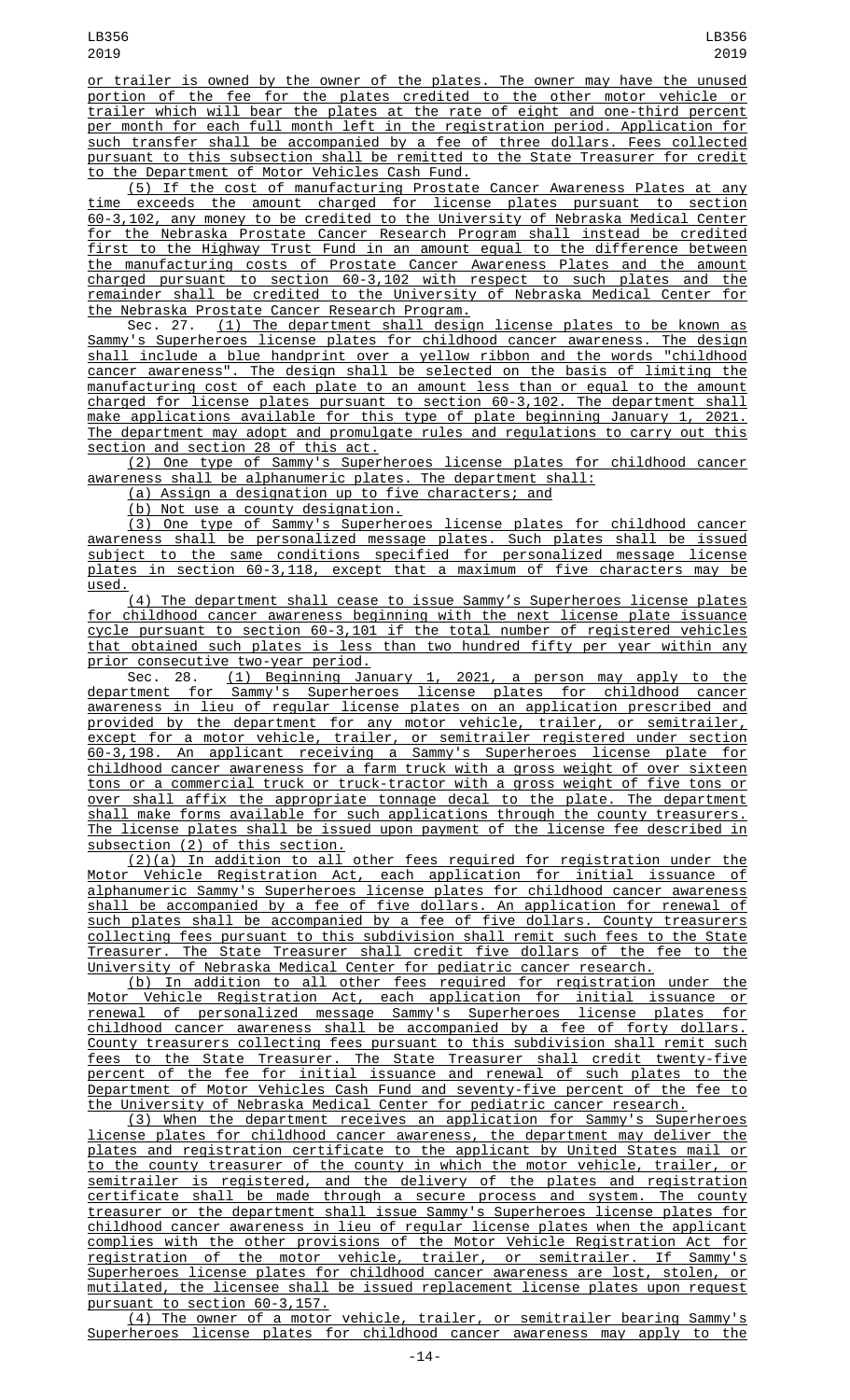or trailer is owned by the owner of the plates. The owner may have the unused portion of the fee for the plates credited to the other motor vehicle or trailer which will bear the plates at the rate of eight and one-third percent per month for each full month left in the registration period. Application for such transfer shall be accompanied by a fee of three dollars. Fees collected pursuant to this subsection shall be remitted to the State Treasurer for credit to the Department of Motor Vehicles Cash Fund.

(5) If the cost of manufacturing Prostate Cancer Awareness Plates at any time exceeds the amount charged for license plates pursuant to section 60-3,102, any money to be credited to the University of Nebraska Medical Center for the Nebraska Prostate Cancer Research Program shall instead be credited first to the Highway Trust Fund in an amount equal to the difference between the manufacturing costs of Prostate Cancer Awareness Plates and the amount charged pursuant to section 60-3,102 with respect to such plates and the remainder shall be credited to the University of Nebraska Medical Center for the Nebraska Prostate Cancer Research Program.

Sec. 27. (1) The department shall design license plates to be known as Sammy's Superheroes license plates for childhood cancer awareness. The design shall include a blue handprint over a yellow ribbon and the words "childhood cancer awareness". The design shall be selected on the basis of limiting the manufacturing cost of each plate to an amount less than or equal to the amount charged for license plates pursuant to section 60-3,102. The department shall make applications available for this type of plate beginning January 1, 2021. The department may adopt and promulgate rules and regulations to carry out this section and section 28 of this act.

(2) One type of Sammy's Superheroes license plates for childhood cancer awareness shall be alphanumeric plates. The department shall:

(a) Assign a designation up to five characters; and

(b) Not use a county designation.

(3) One type of Sammy's Superheroes license plates for childhood cancer awareness shall be personalized message plates. Such plates shall be issued subject to the same conditions specified for personalized message license plates in section 60-3,118, except that a maximum of five characters may be used.

(4) The department shall cease to issue Sammy's Superheroes license plates for childhood cancer awareness beginning with the next license plate issuance cycle pursuant to section 60-3,101 if the total number of registered vehicles that obtained such plates is less than two hundred fifty per year within any prior consecutive two-year period.

Sec. 28. (1) Beginning January 1, 2021, a person may apply to the department for Sammy's Superheroes license plates for childhood cancer awareness in lieu of regular license plates on an application prescribed and provided by the department for any motor vehicle, trailer, or semitrailer, except for a motor vehicle, trailer, or semitrailer registered under section 60-3,198. An applicant receiving a Sammy's Superheroes license plate for childhood cancer awareness for a farm truck with a gross weight of over sixteen tons or a commercial truck or truck-tractor with a gross weight of five tons or over shall affix the appropriate tonnage decal to the plate. The department shall make forms available for such applications through the county treasurers. The license plates shall be issued upon payment of the license fee described in subsection (2) of this section.

(2)(a) In addition to all other fees required for registration under the Motor Vehicle Registration Act, each application for initial issuance of alphanumeric Sammy's Superheroes license plates for childhood cancer awareness shall be accompanied by a fee of five dollars. An application for renewal of such plates shall be accompanied by a fee of five dollars. County treasurers collecting fees pursuant to this subdivision shall remit such fees to the State Treasurer. The State Treasurer shall credit five dollars of the fee to the University of Nebraska Medical Center for pediatric cancer research.

(b) In addition to all other fees required for registration under the Motor Vehicle Registration Act, each application for initial issuance or renewal of personalized message Sammy's Superheroes license plates for childhood cancer awareness shall be accompanied by a fee of forty dollars. County treasurers collecting fees pursuant to this subdivision shall remit such fees to the State Treasurer. The State Treasurer shall credit twenty-five percent of the fee for initial issuance and renewal of such plates to the Department of Motor Vehicles Cash Fund and seventy-five percent of the fee to the University of Nebraska Medical Center for pediatric cancer research.

(3) When the department receives an application for Sammy's Superheroes license plates for childhood cancer awareness, the department may deliver the plates and registration certificate to the applicant by United States mail or to the county treasurer of the county in which the motor vehicle, trailer, or semitrailer is registered, and the delivery of the plates and registration certificate shall be made through a secure process and system. The county treasurer or the department shall issue Sammy's Superheroes license plates for childhood cancer awareness in lieu of regular license plates when the applicant complies with the other provisions of the Motor Vehicle Registration Act for registration of the motor vehicle, trailer, or semitrailer. If Sammy's Superheroes license plates for childhood cancer awareness are lost, stolen, or mutilated, the licensee shall be issued replacement license plates upon request pursuant to section 60-3,157.

(4) The owner of a motor vehicle, trailer, or semitrailer bearing Sammy's Superheroes license plates for childhood cancer awareness may apply to the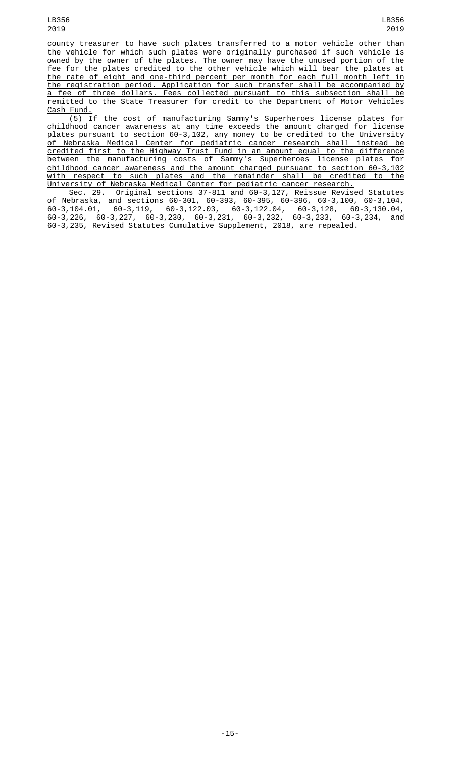county treasurer to have such plates transferred to a motor vehicle other than the vehicle for which such plates were originally purchased if such vehicle is owned by the owner of the plates. The owner may have the unused portion of the fee for the plates credited to the other vehicle which will bear the plates at the rate of eight and one-third percent per month for each full month left in the registration period. Application for such transfer shall be accompanied by a fee of three dollars. Fees collected pursuant to this subsection shall be remitted to the State Treasurer for credit to the Department of Motor Vehicles Cash Fund.

(5) If the cost of manufacturing Sammy's Superheroes license plates for childhood cancer awareness at any time exceeds the amount charged for license plates pursuant to section 60-3,102, any money to be credited to the University of Nebraska Medical Center for pediatric cancer research shall instead be credited first to the Highway Trust Fund in an amount equal to the difference between the manufacturing costs of Sammy's Superheroes license plates for childhood cancer awareness and the amount charged pursuant to section 60-3,102 with respect to such plates and the remainder shall be credited to the University of Nebraska Medical Center for pediatric cancer research.

Sec. 29. Original sections 37-811 and 60-3,127, Reissue Revised Statutes of Nebraska, and sections 60-301, 60-393, 60-395, 60-396, 60-3,100, 60-3,104, 60-3,104.01, 60-3,119, 60-3,122.03, 60-3,122.04, 60-3,128, 60-3,130.04, 60-3,226, 60-3,227, 60-3,230, 60-3,231, 60-3,232, 60-3,233, 60-3,234, and 60-3,235, Revised Statutes Cumulative Supplement, 2018, are repealed.